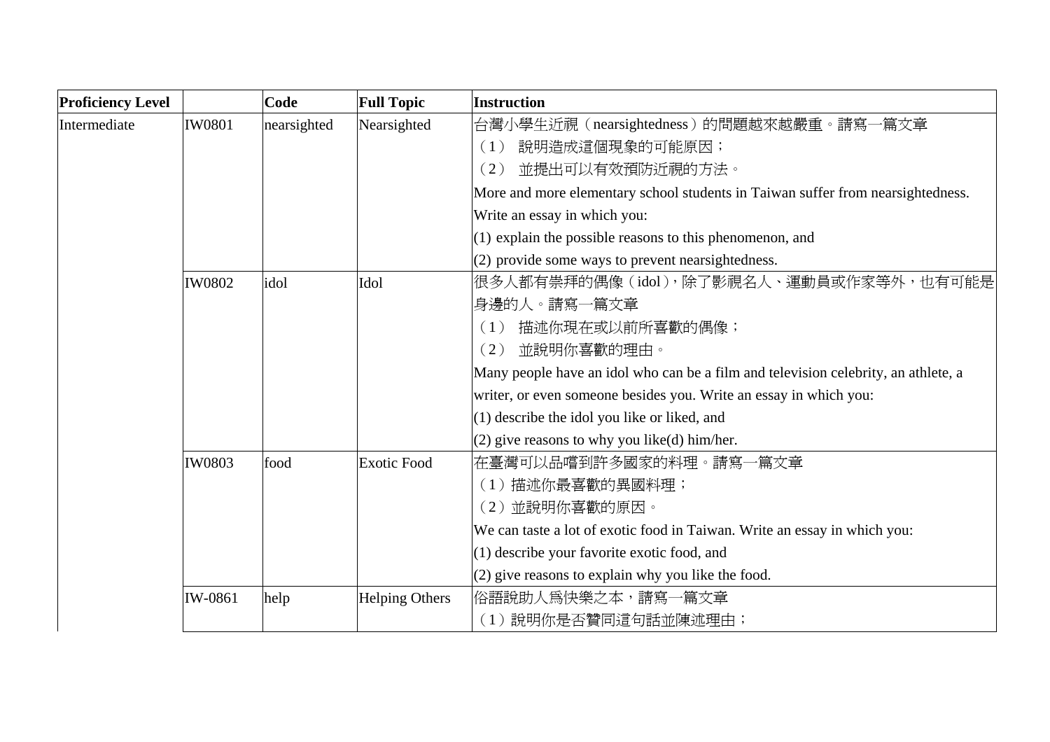| Proficiency Level | | Code | Full Topic | Instruction |
|---|---|---|---|---|
| Intermediate | IW0801 | nearsighted | Nearsighted | 台灣小學生近視（nearsightedness）的問題越來越嚴重。請寫一篇文章<br>（1） 說明造成這個現象的可能原因；<br>（2） 並提出可以有效預防近視的方法。<br>More and more elementary school students in Taiwan suffer from nearsightedness. Write an essay in which you:<br>(1) explain the possible reasons to this phenomenon, and<br>(2) provide some ways to prevent nearsightedness. |
| | IW0802 | idol | Idol | 很多人都有崇拜的偶像（idol），除了影視名人、運動員或作家等外，也有可能是身邊的人。請寫一篇文章<br>（1） 描述你現在或以前所喜歡的偶像；<br>（2） 並說明你喜歡的理由。<br>Many people have an idol who can be a film and television celebrity, an athlete, a writer, or even someone besides you. Write an essay in which you:<br>(1) describe the idol you like or liked, and<br>(2) give reasons to why you like(d) him/her. |
| | IW0803 | food | Exotic Food | 在臺灣可以品嚐到許多國家的料理。請寫一篇文章<br>（1）描述你最喜歡的異國料理；<br>（2）並說明你喜歡的原因。<br>We can taste a lot of exotic food in Taiwan. Write an essay in which you:<br>(1) describe your favorite exotic food, and<br>(2) give reasons to explain why you like the food. |
| | IW-0861 | help | Helping Others | 俗語說助人爲快樂之本，請寫一篇文章<br>（1）說明你是否贊同這句話並陳述理由； |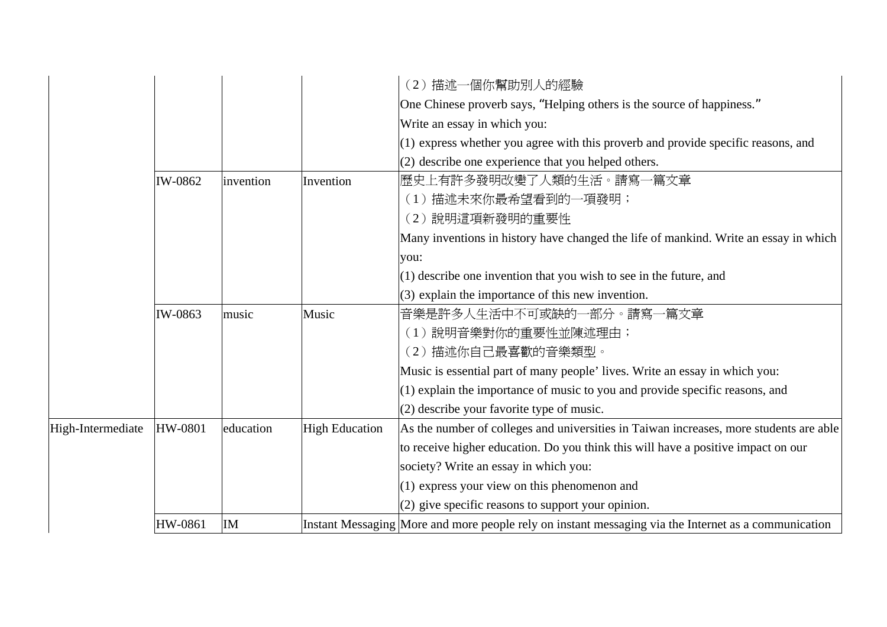| | | | | （2）描述一個你幫助別人的經驗<br>One Chinese proverb says, "Helping others is the source of happiness."<br>Write an essay in which you:<br>(1) express whether you agree with this proverb and provide specific reasons, and<br>(2) describe one experience that you helped others. |
|---|---|---|---|---|
| | IW-0862 | invention | Invention | 歷史上有許多發明改變了人類的生活。請寫一篇文章<br>（1）描述未來你最希望看到的一項發明；<br>（2）說明這項新發明的重要性<br>Many inventions in history have changed the life of mankind. Write an essay in which you:<br>(1) describe one invention that you wish to see in the future, and<br>(3) explain the importance of this new invention. |
| | IW-0863 | music | Music | 音樂是許多人生活中不可或缺的一部分。請寫一篇文章<br>（1）說明音樂對你的重要性並陳述理由；<br>（2）描述你自己最喜歡的音樂類型。<br>Music is essential part of many people' lives. Write an essay in which you:<br>(1) explain the importance of music to you and provide specific reasons, and<br>(2) describe your favorite type of music. |
| High-Intermediate | HW-0801 | education | High Education | As the number of colleges and universities in Taiwan increases, more students are able to receive higher education. Do you think this will have a positive impact on our society? Write an essay in which you:<br>(1) express your view on this phenomenon and<br>(2) give specific reasons to support your opinion. |
| | HW-0861 | IM | Instant Messaging | More and more people rely on instant messaging via the Internet as a communication |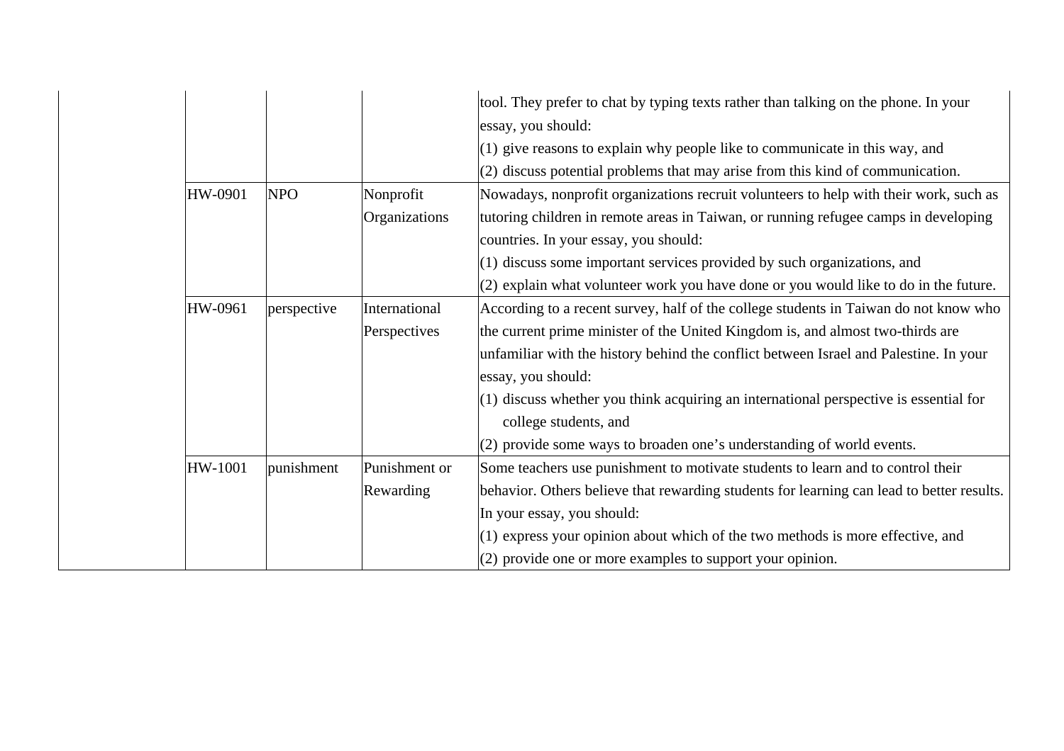| | | | | |
|---|---|---|---|---|
| | | | | tool. They prefer to chat by typing texts rather than talking on the phone. In your essay, you should:<br>(1) give reasons to explain why people like to communicate in this way, and<br>(2) discuss potential problems that may arise from this kind of communication. |
| | HW-0901 | NPO | Nonprofit Organizations | Nowadays, nonprofit organizations recruit volunteers to help with their work, such as tutoring children in remote areas in Taiwan, or running refugee camps in developing countries. In your essay, you should:<br>(1) discuss some important services provided by such organizations, and<br>(2) explain what volunteer work you have done or you would like to do in the future. |
| | HW-0961 | perspective | International Perspectives | According to a recent survey, half of the college students in Taiwan do not know who the current prime minister of the United Kingdom is, and almost two-thirds are unfamiliar with the history behind the conflict between Israel and Palestine. In your essay, you should:<br>(1) discuss whether you think acquiring an international perspective is essential for college students, and<br>(2) provide some ways to broaden one's understanding of world events. |
| | HW-1001 | punishment | Punishment or Rewarding | Some teachers use punishment to motivate students to learn and to control their behavior. Others believe that rewarding students for learning can lead to better results. In your essay, you should:<br>(1) express your opinion about which of the two methods is more effective, and<br>(2) provide one or more examples to support your opinion. |